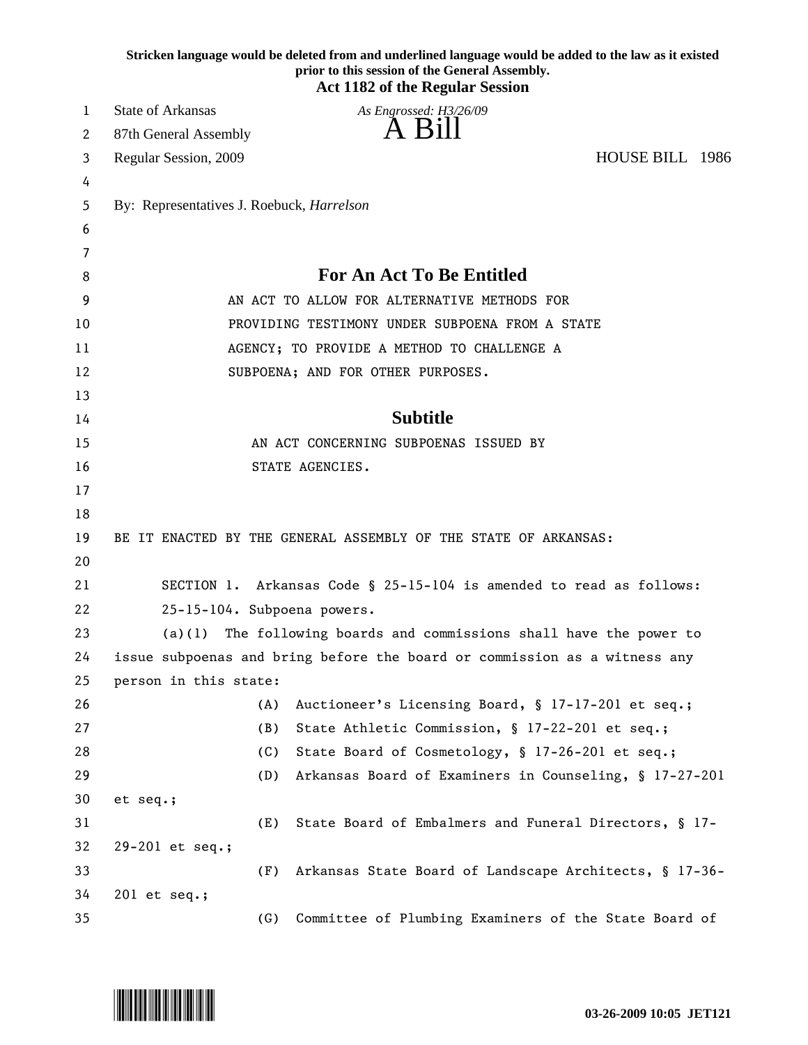**Stricken language would be deleted from and underlined language would be added to the law as it existed prior to this session of the General Assembly.**

**Act 1182 of the Regular Session**

State of Arkansas *As Engrossed: H3/26/09*

87th General Assembly

# A Bill

Regular Session, 2009 HOUSE BILL 1986

By: Representatives J. Roebuck, *Harrelson*

## For An Act To Be Entitled

AN ACT TO ALLOW FOR ALTERNATIVE METHODS FOR PROVIDING TESTIMONY UNDER SUBPOENA FROM A STATE AGENCY; TO PROVIDE A METHOD TO CHALLENGE A SUBPOENA; AND FOR OTHER PURPOSES.

## Subtitle

AN ACT CONCERNING SUBPOENAS ISSUED BY STATE AGENCIES.

BE IT ENACTED BY THE GENERAL ASSEMBLY OF THE STATE OF ARKANSAS:

SECTION 1. Arkansas Code § 25-15-104 is amended to read as follows:

25-15-104. Subpoena powers.

(a)(1) The following boards and commissions shall have the power to issue subpoenas and bring before the board or commission as a witness any person in this state:

(A) Auctioneer's Licensing Board, § 17-17-201 et seq.;

(B) State Athletic Commission, § 17-22-201 et seq.;

(C) State Board of Cosmetology, § 17-26-201 et seq.;

(D) Arkansas Board of Examiners in Counseling, § 17-27-201 et seq.;

(E) State Board of Embalmers and Funeral Directors, § 17-29-201 et seq.;

(F) Arkansas State Board of Landscape Architects, § 17-36-201 et seq.;

(G) Committee of Plumbing Examiners of the State Board of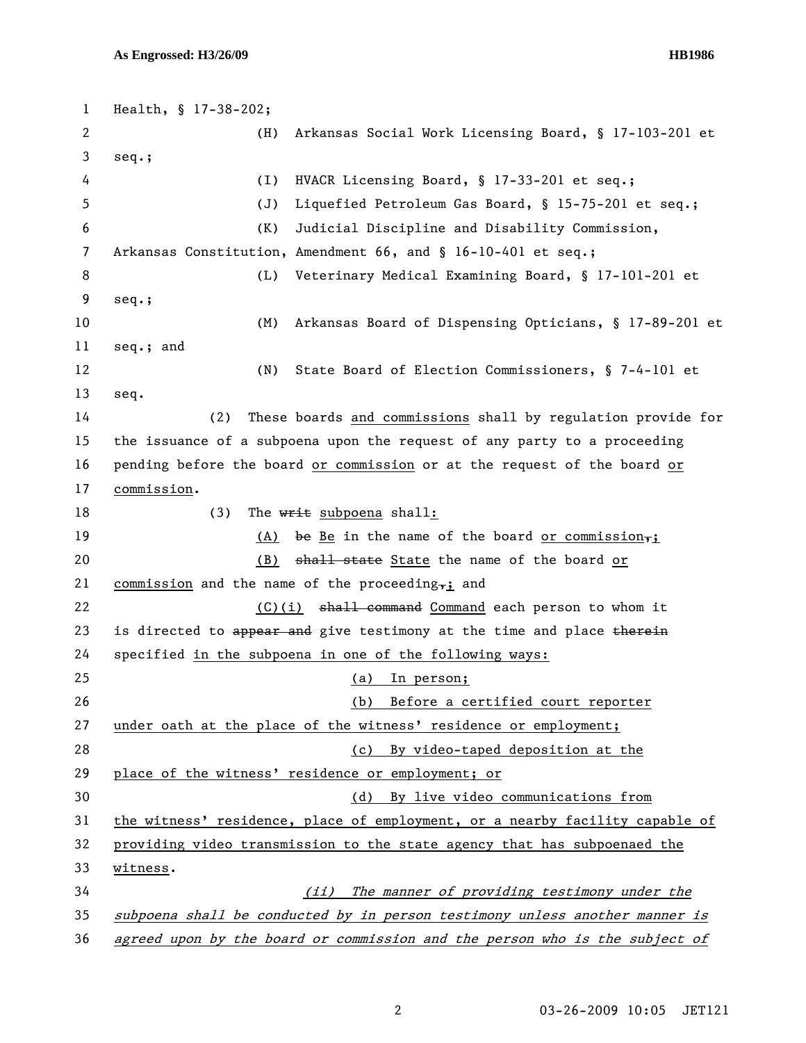Health, § 17-38-202;

(H) Arkansas Social Work Licensing Board, § 17-103-201 et seq.;

(I) HVACR Licensing Board, § 17-33-201 et seq.;

(J) Liquefied Petroleum Gas Board, § 15-75-201 et seq.;

(K) Judicial Discipline and Disability Commission, Arkansas Constitution, Amendment 66, and § 16-10-401 et seq.;

(L) Veterinary Medical Examining Board, § 17-101-201 et seq.;

(M) Arkansas Board of Dispensing Opticians, § 17-89-201 et seq.; and

(N) State Board of Election Commissioners, § 7-4-101 et seq.

(2) These boards <u>and commissions</u> shall by regulation provide for the issuance of a subpoena upon the request of any party to a proceeding pending before the board <u>or commission</u> or at the request of the board <u>or commission</u>.

(3) The ~~writ~~ <u>subpoena</u> shall<u>:</u>

<u>(A)</u> ~~be~~ <u>Be</u> in the name of the board <u>or commission</u>~~,~~<u>;</u>

<u>(B)</u> ~~shall state~~ <u>State</u> the name of the board <u>or commission</u> and the name of the proceeding~~,~~<u>;</u> and

<u>(C)(i)</u> ~~shall command~~ <u>Command</u> each person to whom it is directed to ~~appear and~~ give testimony at the time and place ~~therein~~ specified <u>in the subpoena in one of the following ways:</u>

<u>(a) In person;</u>

<u>(b) Before a certified court reporter under oath at the place of the witness' residence or employment;</u>

<u>(c) By video-taped deposition at the place of the witness' residence or employment; or</u>

<u>(d) By live video communications from the witness' residence, place of employment, or a nearby facility capable of providing video transmission to the state agency that has subpoenaed the witness</u>.

<u>*(ii) The manner of providing testimony under the subpoena shall be conducted by in person testimony unless another manner is agreed upon by the board or commission and the person who is the subject of*</u>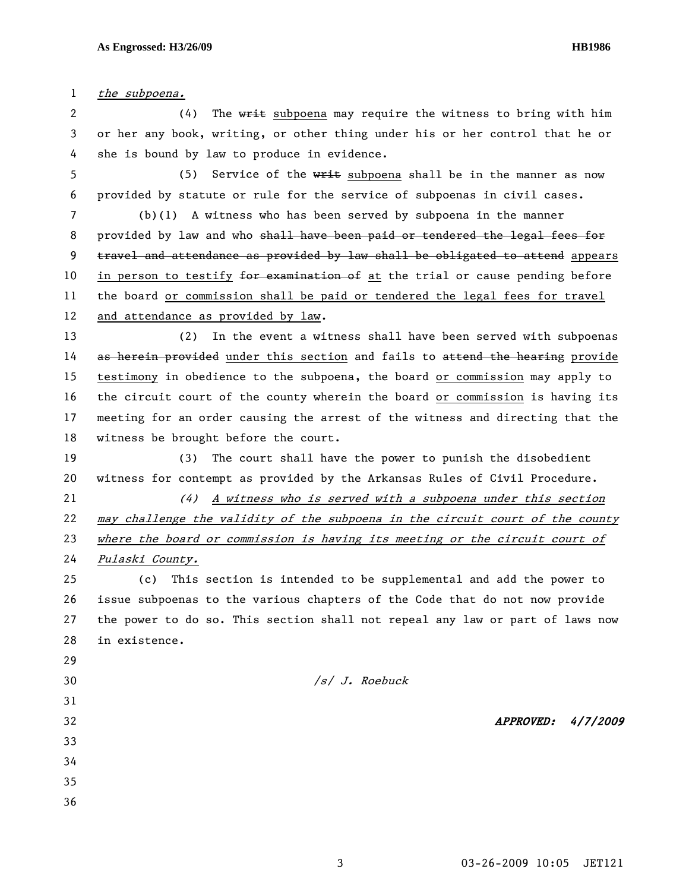*the subpoena.*

(4) The ~~writ~~ subpoena may require the witness to bring with him or her any book, writing, or other thing under his or her control that he or she is bound by law to produce in evidence.

(5) Service of the ~~writ~~ subpoena shall be in the manner as now provided by statute or rule for the service of subpoenas in civil cases.

(b)(1) A witness who has been served by subpoena in the manner provided by law and who ~~shall have been paid or tendered the legal fees for travel and attendance as provided by law shall be obligated to attend~~ appears in person to testify ~~for examination of~~ at the trial or cause pending before the board or commission shall be paid or tendered the legal fees for travel and attendance as provided by law.

(2) In the event a witness shall have been served with subpoenas ~~as herein provided~~ under this section and fails to ~~attend the hearing~~ provide testimony in obedience to the subpoena, the board or commission may apply to the circuit court of the county wherein the board or commission is having its meeting for an order causing the arrest of the witness and directing that the witness be brought before the court.

(3) The court shall have the power to punish the disobedient witness for contempt as provided by the Arkansas Rules of Civil Procedure.

*(4) A witness who is served with a subpoena under this section may challenge the validity of the subpoena in the circuit court of the county where the board or commission is having its meeting or the circuit court of Pulaski County.*

(c) This section is intended to be supplemental and add the power to issue subpoenas to the various chapters of the Code that do not now provide the power to do so. This section shall not repeal any law or part of laws now in existence.

*/s/ J. Roebuck*

***APPROVED: 4/7/2009***